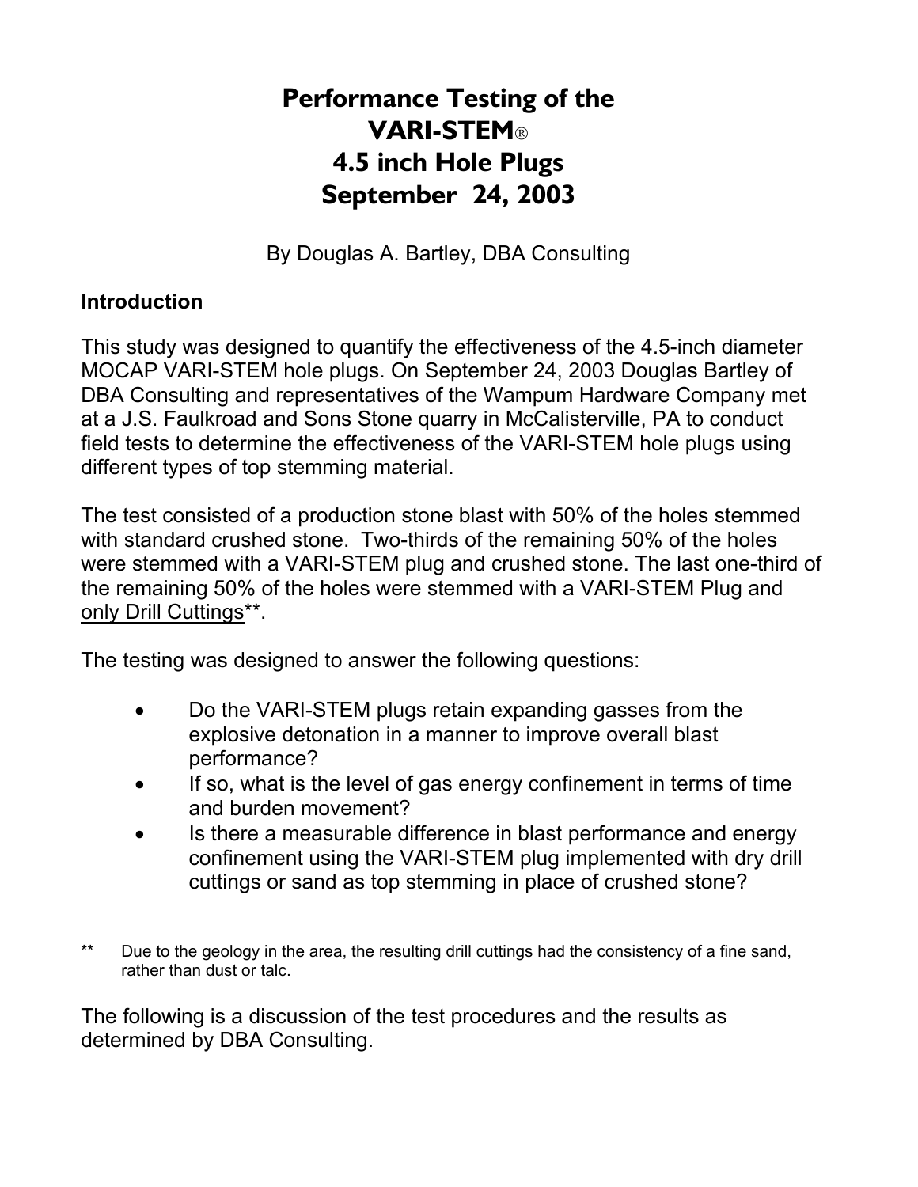# Performance Testing of the VARI-STEM® 4.5 inch Hole Plugs September 24, 2003

By Douglas A. Bartley, DBA Consulting

## Introduction

This study was designed to quantify the effectiveness of the 4.5-inch diameter MOCAP VARI-STEM hole plugs. On September 24, 2003 Douglas Bartley of DBA Consulting and representatives of the Wampum Hardware Company met at a J.S. Faulkroad and Sons Stone quarry in McCalisterville, PA to conduct field tests to determine the effectiveness of the VARI-STEM hole plugs using different types of top stemming material.

The test consisted of a production stone blast with 50% of the holes stemmed with standard crushed stone. Two-thirds of the remaining 50% of the holes were stemmed with a VARI-STEM plug and crushed stone. The last one-third of the remaining 50% of the holes were stemmed with a VARI-STEM Plug and <u>only Drill Cuttings</u>**.

The testing was designed to answer the following questions:

- Do the VARI-STEM plugs retain expanding gasses from the explosive detonation in a manner to improve overall blast performance?
- If so, what is the level of gas energy confinement in terms of time and burden movement?
- Is there a measurable difference in blast performance and energy confinement using the VARI-STEM plug implemented with dry drill cuttings or sand as top stemming in place of crushed stone?

** Due to the geology in the area, the resulting drill cuttings had the consistency of a fine sand, rather than dust or talc.

The following is a discussion of the test procedures and the results as determined by DBA Consulting.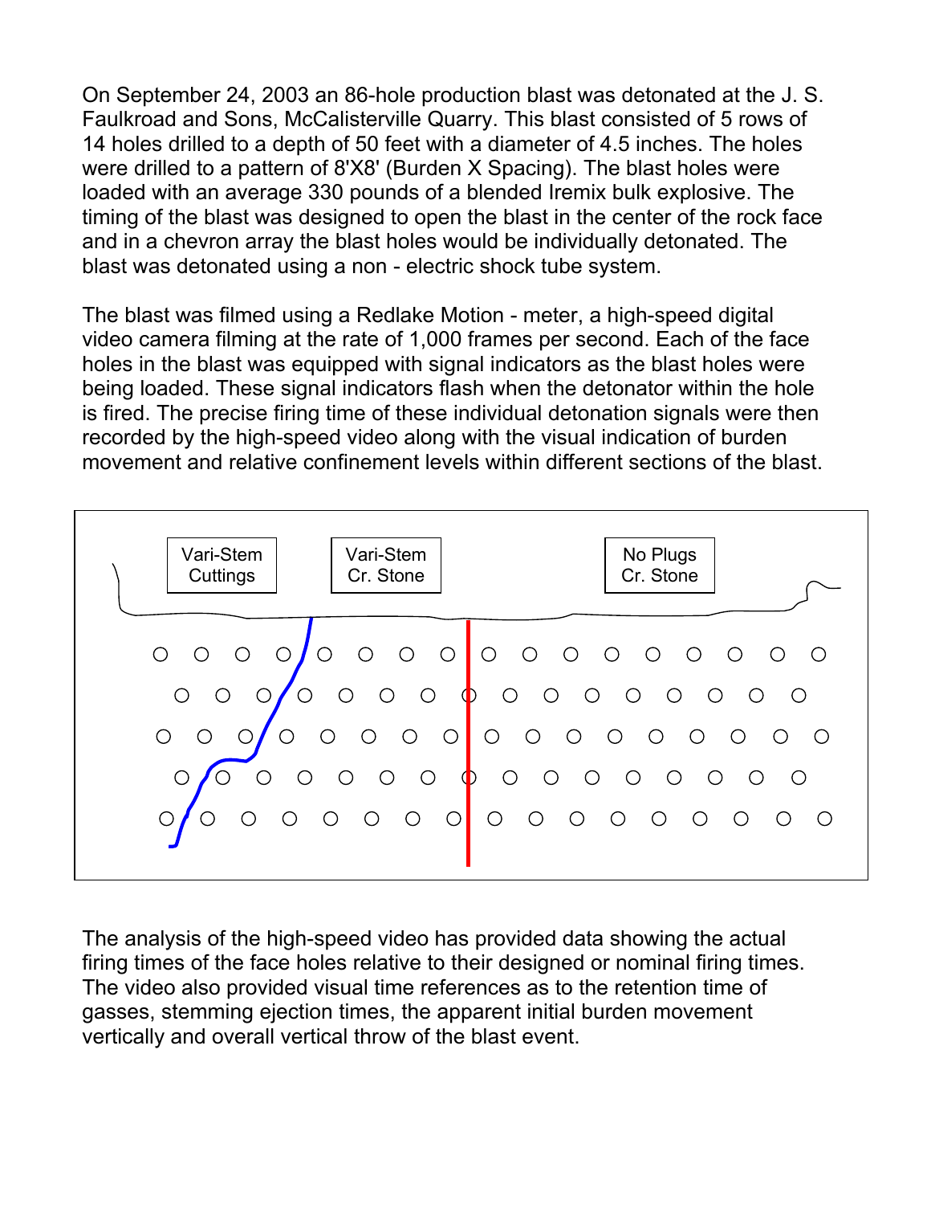On September 24, 2003 an 86-hole production blast was detonated at the J. S. Faulkroad and Sons, McCalisterville Quarry. This blast consisted of 5 rows of 14 holes drilled to a depth of 50 feet with a diameter of 4.5 inches. The holes were drilled to a pattern of 8'X8' (Burden X Spacing). The blast holes were loaded with an average 330 pounds of a blended Iremix bulk explosive. The timing of the blast was designed to open the blast in the center of the rock face and in a chevron array the blast holes would be individually detonated. The blast was detonated using a non - electric shock tube system.

The blast was filmed using a Redlake Motion - meter, a high-speed digital video camera filming at the rate of 1,000 frames per second. Each of the face holes in the blast was equipped with signal indicators as the blast holes were being loaded. These signal indicators flash when the detonator within the hole is fired. The precise firing time of these individual detonation signals were then recorded by the high-speed video along with the visual indication of burden movement and relative confinement levels within different sections of the blast.

Vari-Stem Cuttings

Vari-Stem Cr. Stone

No Plugs Cr. Stone

The analysis of the high-speed video has provided data showing the actual firing times of the face holes relative to their designed or nominal firing times. The video also provided visual time references as to the retention time of gasses, stemming ejection times, the apparent initial burden movement vertically and overall vertical throw of the blast event.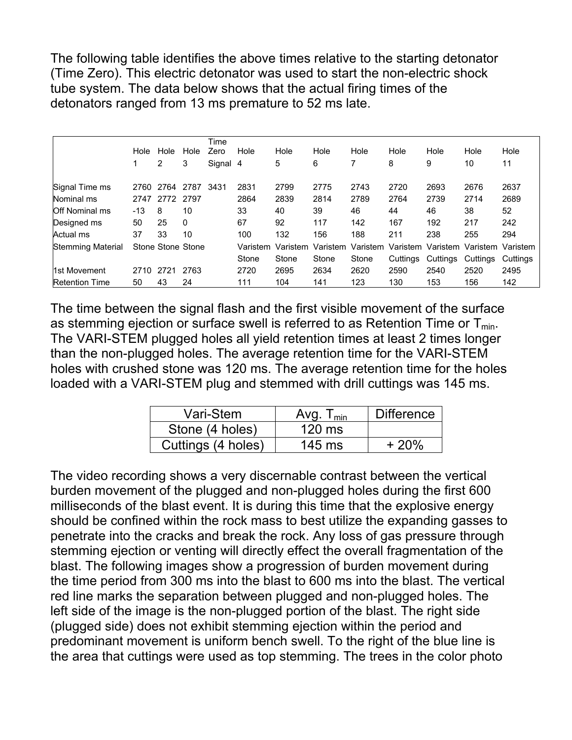The following table identifies the above times relative to the starting detonator (Time Zero). This electric detonator was used to start the non-electric shock tube system. The data below shows that the actual firing times of the detonators ranged from 13 ms premature to 52 ms late.

| | Hole 1 | Hole 2 | Hole 3 | Time Zero Signal | Hole 4 | Hole 5 | Hole 6 | Hole 7 | Hole 8 | Hole 9 | Hole 10 | Hole 11 |
|---|---|---|---|---|---|---|---|---|---|---|---|---|
| Signal Time ms | 2760 | 2764 | 2787 | 3431 | 2831 | 2799 | 2775 | 2743 | 2720 | 2693 | 2676 | 2637 |
| Nominal ms | 2747 | 2772 | 2797 | | 2864 | 2839 | 2814 | 2789 | 2764 | 2739 | 2714 | 2689 |
| Off Nominal ms | -13 | 8 | 10 | | 33 | 40 | 39 | 46 | 44 | 46 | 38 | 52 |
| Designed ms | 50 | 25 | 0 | | 67 | 92 | 117 | 142 | 167 | 192 | 217 | 242 |
| Actual ms | 37 | 33 | 10 | | 100 | 132 | 156 | 188 | 211 | 238 | 255 | 294 |
| Stemming Material | Stone | Stone | Stone | | Varistem Stone | Varistem Stone | Varistem Stone | Varistem Stone | Varistem Cuttings | Varistem Cuttings | Varistem Cuttings | Varistem Cuttings |
| 1st Movement | 2710 | 2721 | 2763 | | 2720 | 2695 | 2634 | 2620 | 2590 | 2540 | 2520 | 2495 |
| Retention Time | 50 | 43 | 24 | | 111 | 104 | 141 | 123 | 130 | 153 | 156 | 142 |

The time between the signal flash and the first visible movement of the surface as stemming ejection or surface swell is referred to as Retention Time or $T_{min}$. The VARI-STEM plugged holes all yield retention times at least 2 times longer than the non-plugged holes. The average retention time for the VARI-STEM holes with crushed stone was 120 ms. The average retention time for the holes loaded with a VARI-STEM plug and stemmed with drill cuttings was 145 ms.

| Vari-Stem | Avg. $T_{min}$ | Difference |
|---|---|---|
| Stone (4 holes) | 120 ms | |
| Cuttings (4 holes) | 145 ms | + 20% |

The video recording shows a very discernable contrast between the vertical burden movement of the plugged and non-plugged holes during the first 600 milliseconds of the blast event. It is during this time that the explosive energy should be confined within the rock mass to best utilize the expanding gasses to penetrate into the cracks and break the rock. Any loss of gas pressure through stemming ejection or venting will directly effect the overall fragmentation of the blast. The following images show a progression of burden movement during the time period from 300 ms into the blast to 600 ms into the blast. The vertical red line marks the separation between plugged and non-plugged holes. The left side of the image is the non-plugged portion of the blast. The right side (plugged side) does not exhibit stemming ejection within the period and predominant movement is uniform bench swell. To the right of the blue line is the area that cuttings were used as top stemming. The trees in the color photo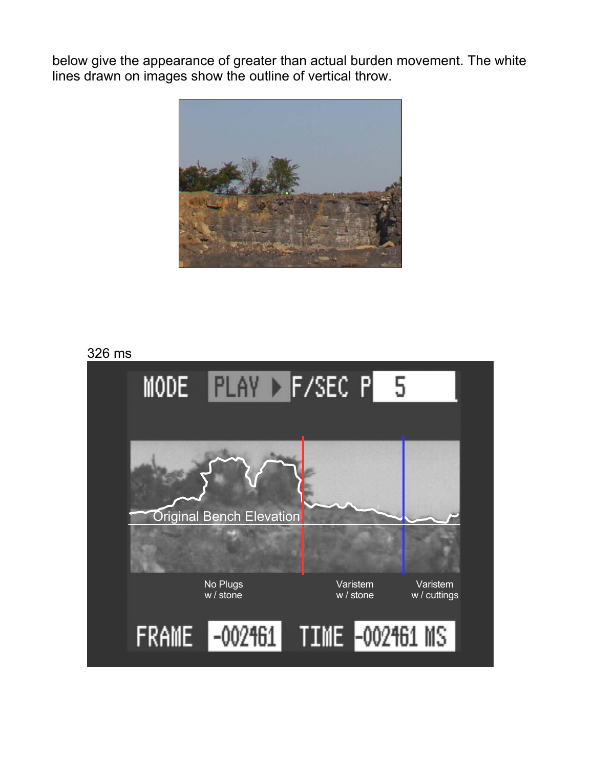below give the appearance of greater than actual burden movement. The white lines drawn on images show the outline of vertical throw.

326 ms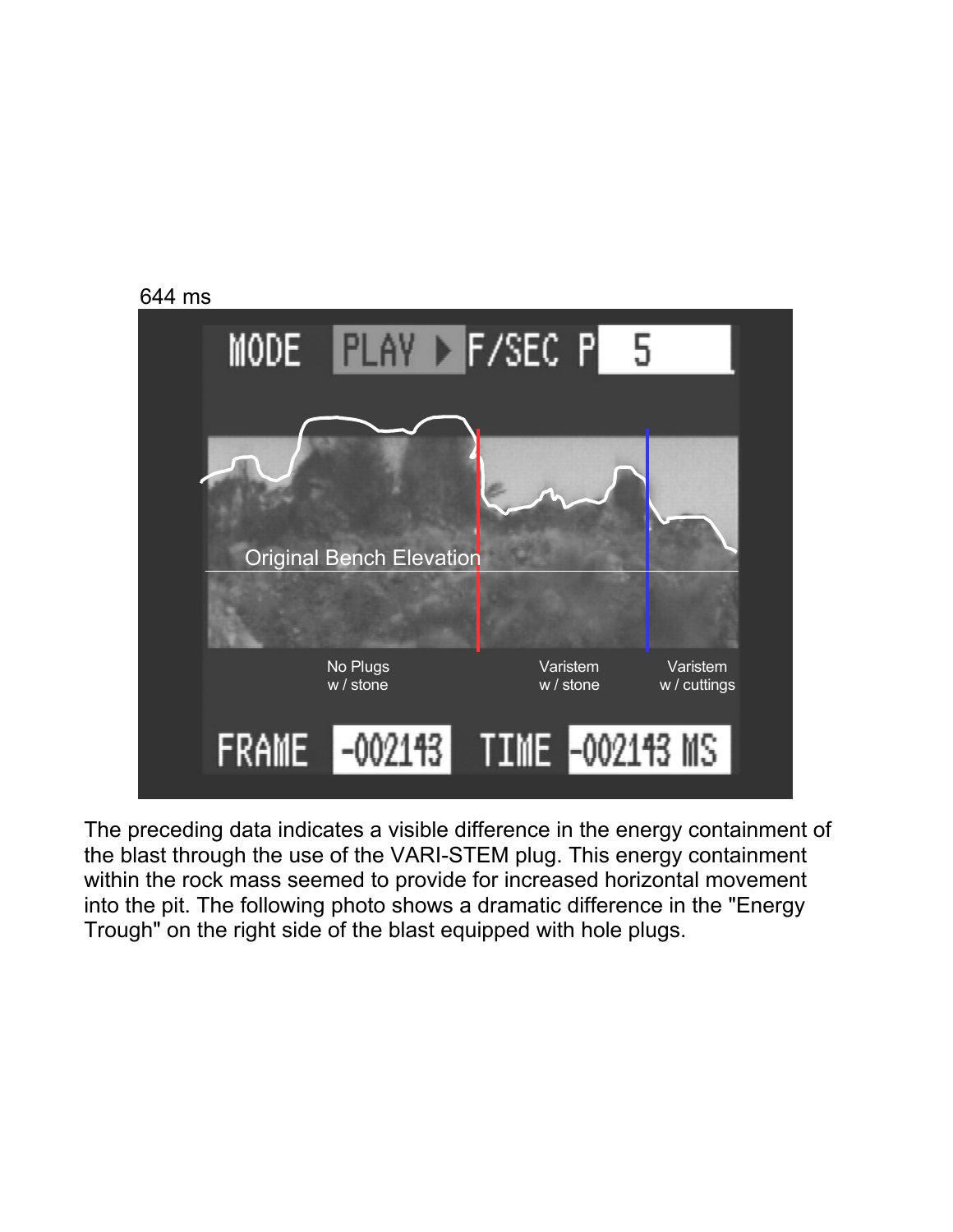644 ms

The preceding data indicates a visible difference in the energy containment of the blast through the use of the VARI-STEM plug. This energy containment within the rock mass seemed to provide for increased horizontal movement into the pit. The following photo shows a dramatic difference in the "Energy Trough" on the right side of the blast equipped with hole plugs.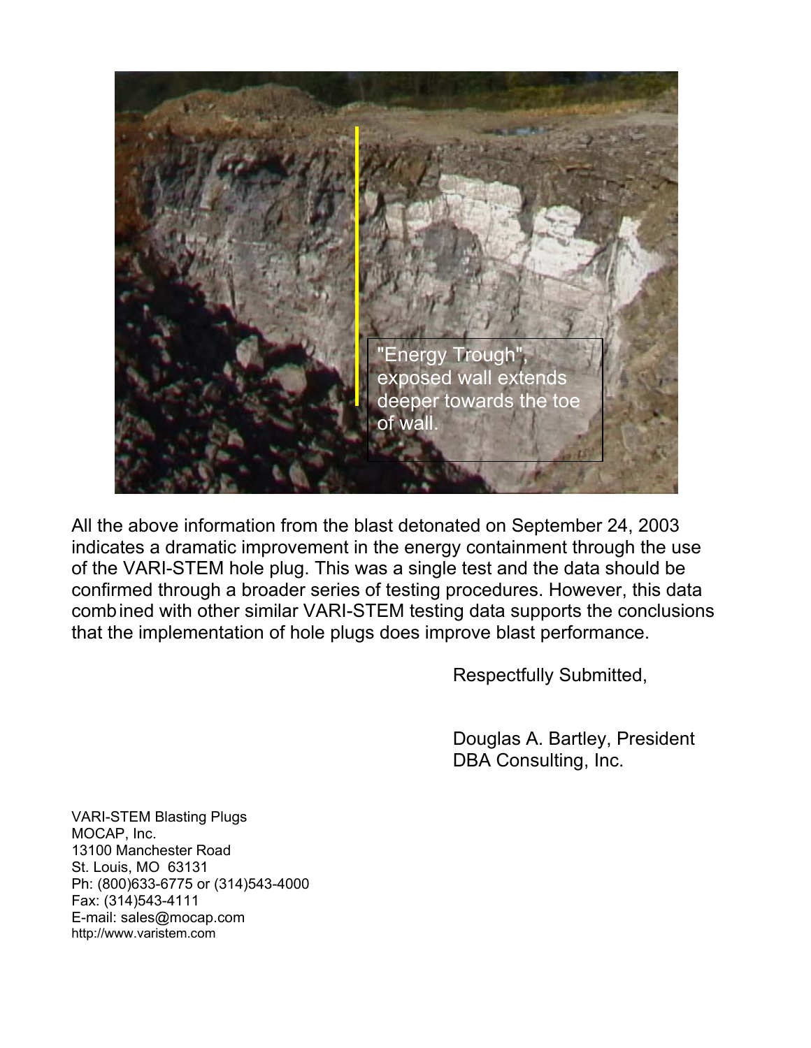All the above information from the blast detonated on September 24, 2003 indicates a dramatic improvement in the energy containment through the use of the VARI-STEM hole plug. This was a single test and the data should be confirmed through a broader series of testing procedures. However, this data combined with other similar VARI-STEM testing data supports the conclusions that the implementation of hole plugs does improve blast performance.

Respectfully Submitted,

Douglas A. Bartley, President
DBA Consulting, Inc.

VARI-STEM Blasting Plugs
MOCAP, Inc.
13100 Manchester Road
St. Louis, MO 63131
Ph: (800)633-6775 or (314)543-4000
Fax: (314)543-4111
E-mail: sales@mocap.com
http://www.varistem.com